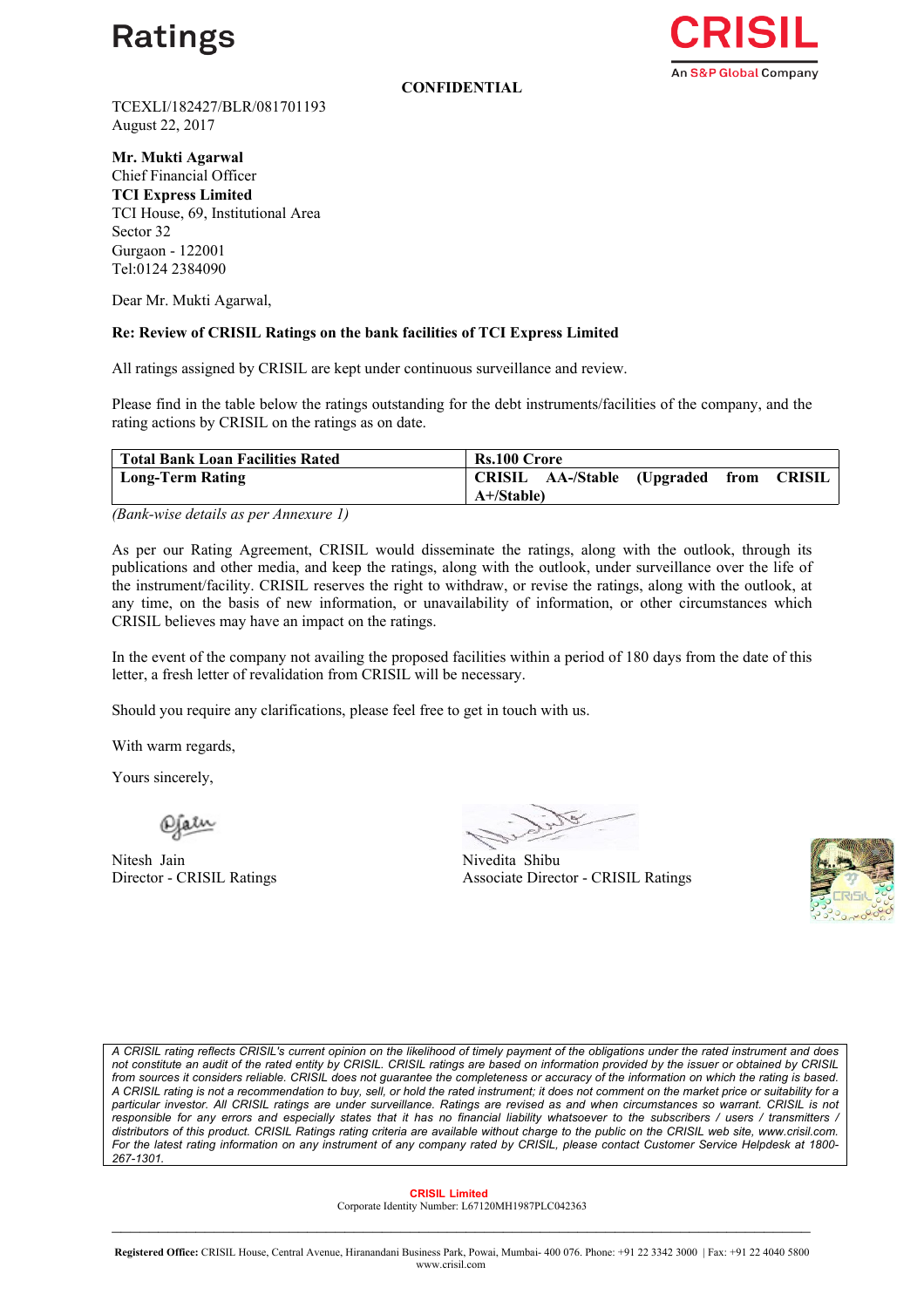# Ratings

**CONFIDENTIAL**

TCEXLI/182427/BLR/081701193
August 22, 2017

**Mr. Mukti Agarwal**
Chief Financial Officer
**TCI Express Limited**
TCI House, 69, Institutional Area
Sector 32
Gurgaon - 122001
Tel:0124 2384090

Dear Mr. Mukti Agarwal,

**Re: Review of CRISIL Ratings on the bank facilities of TCI Express Limited**

All ratings assigned by CRISIL are kept under continuous surveillance and review.

Please find in the table below the ratings outstanding for the debt instruments/facilities of the company, and the rating actions by CRISIL on the ratings as on date.

| **Total Bank Loan Facilities Rated** | **Rs.100 Crore** |
|---|---|
| **Long-Term Rating** | **CRISIL AA-/Stable (Upgraded from CRISIL A+/Stable)** |

*(Bank-wise details as per Annexure 1)*

As per our Rating Agreement, CRISIL would disseminate the ratings, along with the outlook, through its publications and other media, and keep the ratings, along with the outlook, under surveillance over the life of the instrument/facility. CRISIL reserves the right to withdraw, or revise the ratings, along with the outlook, at any time, on the basis of new information, or unavailability of information, or other circumstances which CRISIL believes may have an impact on the ratings.

In the event of the company not availing the proposed facilities within a period of 180 days from the date of this letter, a fresh letter of revalidation from CRISIL will be necessary.

Should you require any clarifications, please feel free to get in touch with us.

With warm regards,

Yours sincerely,

Nitesh Jain
Director - CRISIL Ratings

Nivedita Shibu
Associate Director - CRISIL Ratings

*A CRISIL rating reflects CRISIL's current opinion on the likelihood of timely payment of the obligations under the rated instrument and does not constitute an audit of the rated entity by CRISIL. CRISIL ratings are based on information provided by the issuer or obtained by CRISIL from sources it considers reliable. CRISIL does not guarantee the completeness or accuracy of the information on which the rating is based. A CRISIL rating is not a recommendation to buy, sell, or hold the rated instrument; it does not comment on the market price or suitability for a particular investor. All CRISIL ratings are under surveillance. Ratings are revised as and when circumstances so warrant. CRISIL is not responsible for any errors and especially states that it has no financial liability whatsoever to the subscribers / users / transmitters / distributors of this product. CRISIL Ratings rating criteria are available without charge to the public on the CRISIL web site, www.crisil.com. For the latest rating information on any instrument of any company rated by CRISIL, please contact Customer Service Helpdesk at 1800-267-1301.*

**CRISIL Limited**
Corporate Identity Number: L67120MH1987PLC042363

**Registered Office:** CRISIL House, Central Avenue, Hiranandani Business Park, Powai, Mumbai- 400 076. Phone: +91 22 3342 3000 | Fax: +91 22 4040 5800
www.crisil.com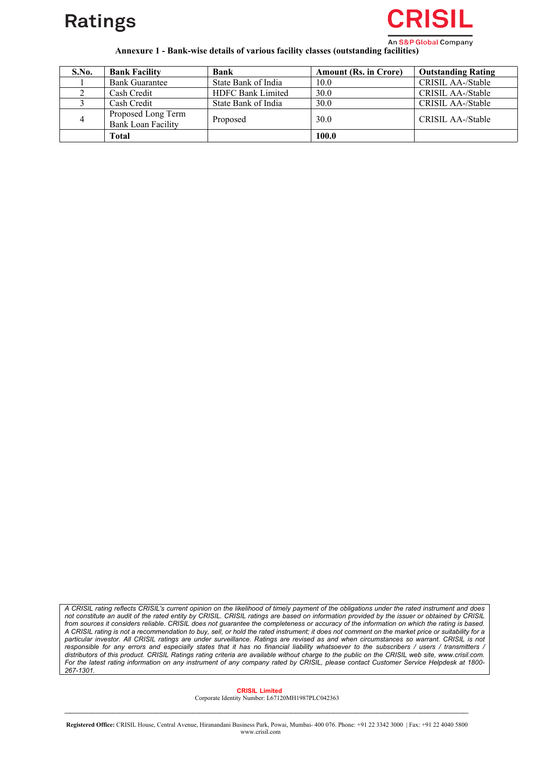**Annexure 1 - Bank-wise details of various facility classes (outstanding facilities)**

| S.No. | Bank Facility | Bank | Amount (Rs. in Crore) | Outstanding Rating |
|---|---|---|---|---|
| 1 | Bank Guarantee | State Bank of India | 10.0 | CRISIL AA-/Stable |
| 2 | Cash Credit | HDFC Bank Limited | 30.0 | CRISIL AA-/Stable |
| 3 | Cash Credit | State Bank of India | 30.0 | CRISIL AA-/Stable |
| 4 | Proposed Long Term Bank Loan Facility | Proposed | 30.0 | CRISIL AA-/Stable |
| | **Total** | | **100.0** | |

*A CRISIL rating reflects CRISIL's current opinion on the likelihood of timely payment of the obligations under the rated instrument and does not constitute an audit of the rated entity by CRISIL. CRISIL ratings are based on information provided by the issuer or obtained by CRISIL from sources it considers reliable. CRISIL does not guarantee the completeness or accuracy of the information on which the rating is based. A CRISIL rating is not a recommendation to buy, sell, or hold the rated instrument; it does not comment on the market price or suitability for a particular investor. All CRISIL ratings are under surveillance. Ratings are revised as and when circumstances so warrant. CRISIL is not responsible for any errors and especially states that it has no financial liability whatsoever to the subscribers / users / transmitters / distributors of this product. CRISIL Ratings rating criteria are available without charge to the public on the CRISIL web site, www.crisil.com. For the latest rating information on any instrument of any company rated by CRISIL, please contact Customer Service Helpdesk at 1800-267-1301.*

**CRISIL Limited**
Corporate Identity Number: L67120MH1987PLC042363

**Registered Office:** CRISIL House, Central Avenue, Hiranandani Business Park, Powai, Mumbai- 400 076. Phone: +91 22 3342 3000 | Fax: +91 22 4040 5800
www.crisil.com